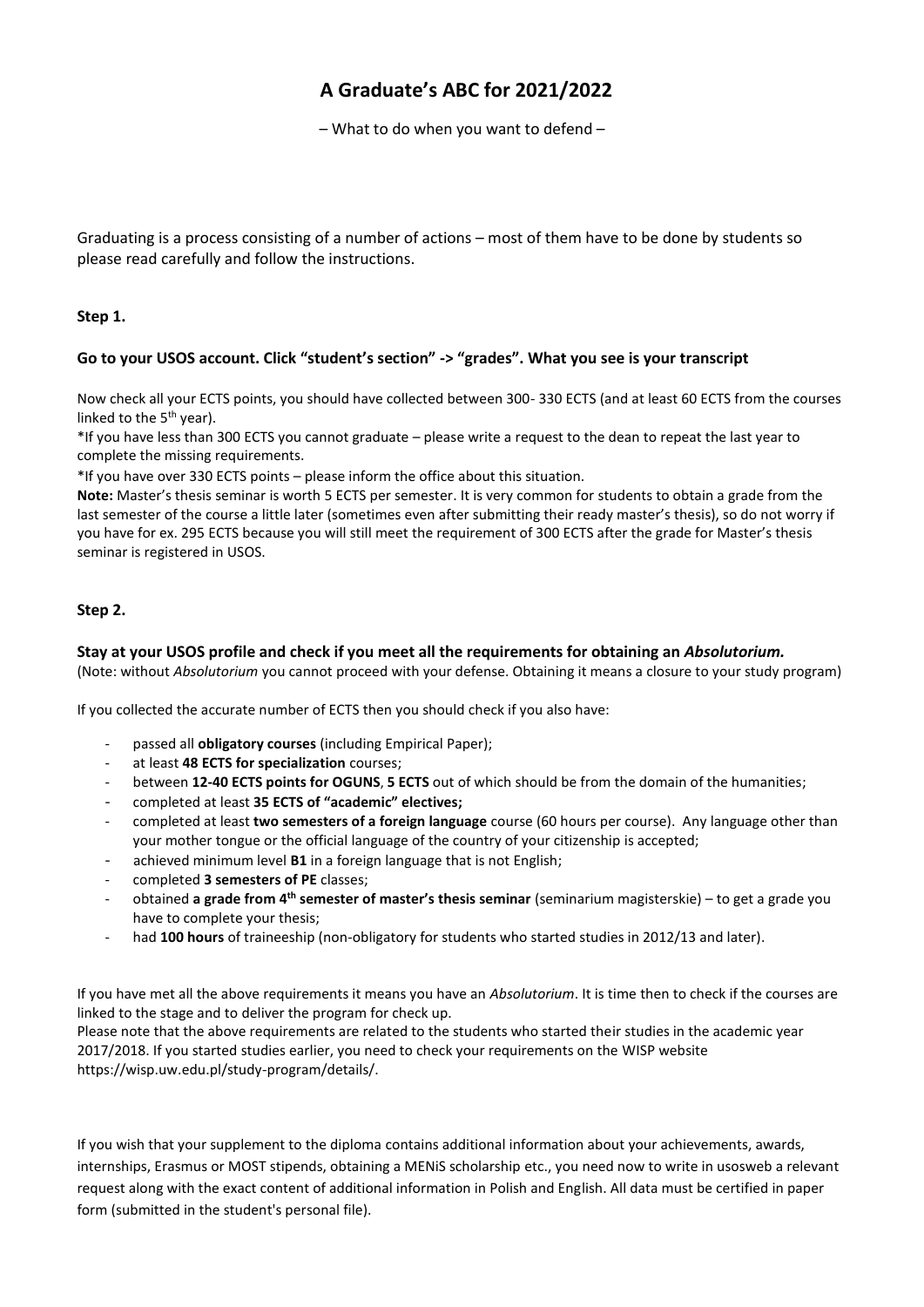# A Graduate's ABC for 2021/2022

– What to do when you want to defend –

Graduating is a process consisting of a number of actions – most of them have to be done by students so please read carefully and follow the instructions.

**Step 1.**

**Go to your USOS account. Click "student's section" -> "grades". What you see is your transcript**

Now check all your ECTS points, you should have collected between 300- 330 ECTS (and at least 60 ECTS from the courses linked to the 5th year).

*If you have less than 300 ECTS you cannot graduate – please write a request to the dean to repeat the last year to complete the missing requirements.

*If you have over 330 ECTS points – please inform the office about this situation.

**Note:** Master's thesis seminar is worth 5 ECTS per semester. It is very common for students to obtain a grade from the last semester of the course a little later (sometimes even after submitting their ready master's thesis), so do not worry if you have for ex. 295 ECTS because you will still meet the requirement of 300 ECTS after the grade for Master's thesis seminar is registered in USOS.

**Step 2.**

**Stay at your USOS profile and check if you meet all the requirements for obtaining an *Absolutorium.***

(Note: without *Absolutorium* you cannot proceed with your defense. Obtaining it means a closure to your study program)

If you collected the accurate number of ECTS then you should check if you also have:

- passed all **obligatory courses** (including Empirical Paper);
- at least **48 ECTS for specialization** courses;
- between **12-40 ECTS points for OGUNS**, **5 ECTS** out of which should be from the domain of the humanities;
- completed at least **35 ECTS of "academic" electives;**
- completed at least **two semesters of a foreign language** course (60 hours per course). Any language other than your mother tongue or the official language of the country of your citizenship is accepted;
- achieved minimum level **B1** in a foreign language that is not English;
- completed **3 semesters of PE** classes;
- obtained **a grade from 4th semester of master's thesis seminar** (seminarium magisterskie) – to get a grade you have to complete your thesis;
- had **100 hours** of traineeship (non-obligatory for students who started studies in 2012/13 and later).

If you have met all the above requirements it means you have an *Absolutorium*. It is time then to check if the courses are linked to the stage and to deliver the program for check up.

Please note that the above requirements are related to the students who started their studies in the academic year 2017/2018. If you started studies earlier, you need to check your requirements on the WISP website https://wisp.uw.edu.pl/study-program/details/.

If you wish that your supplement to the diploma contains additional information about your achievements, awards, internships, Erasmus or MOST stipends, obtaining a MENiS scholarship etc., you need now to write in usosweb a relevant request along with the exact content of additional information in Polish and English. All data must be certified in paper form (submitted in the student's personal file).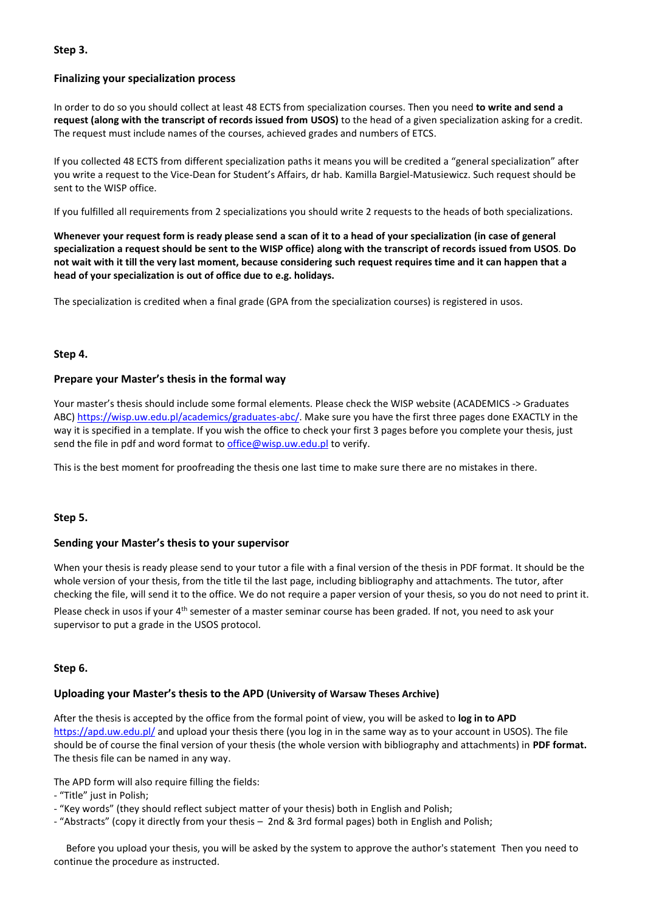**Step 3.**

**Finalizing your specialization process**

In order to do so you should collect at least 48 ECTS from specialization courses. Then you need **to write and send a request (along with the transcript of records issued from USOS)** to the head of a given specialization asking for a credit. The request must include names of the courses, achieved grades and numbers of ETCS.

If you collected 48 ECTS from different specialization paths it means you will be credited a "general specialization" after you write a request to the Vice-Dean for Student's Affairs, dr hab. Kamilla Bargiel-Matusiewicz. Such request should be sent to the WISP office.

If you fulfilled all requirements from 2 specializations you should write 2 requests to the heads of both specializations.

**Whenever your request form is ready please send a scan of it to a head of your specialization (in case of general specialization a request should be sent to the WISP office) along with the transcript of records issued from USOS**. **Do not wait with it till the very last moment, because considering such request requires time and it can happen that a head of your specialization is out of office due to e.g. holidays.**

The specialization is credited when a final grade (GPA from the specialization courses) is registered in usos.

**Step 4.**

**Prepare your Master's thesis in the formal way**

Your master's thesis should include some formal elements. Please check the WISP website (ACADEMICS -> Graduates ABC) https://wisp.uw.edu.pl/academics/graduates-abc/. Make sure you have the first three pages done EXACTLY in the way it is specified in a template. If you wish the office to check your first 3 pages before you complete your thesis, just send the file in pdf and word format to office@wisp.uw.edu.pl to verify.

This is the best moment for proofreading the thesis one last time to make sure there are no mistakes in there.

**Step 5.**

**Sending your Master's thesis to your supervisor**

When your thesis is ready please send to your tutor a file with a final version of the thesis in PDF format. It should be the whole version of your thesis, from the title til the last page, including bibliography and attachments. The tutor, after checking the file, will send it to the office. We do not require a paper version of your thesis, so you do not need to print it.

Please check in usos if your 4th semester of a master seminar course has been graded. If not, you need to ask your supervisor to put a grade in the USOS protocol.

**Step 6.**

**Uploading your Master's thesis to the APD (University of Warsaw Theses Archive)**

After the thesis is accepted by the office from the formal point of view, you will be asked to **log in to APD** https://apd.uw.edu.pl/ and upload your thesis there (you log in in the same way as to your account in USOS). The file should be of course the final version of your thesis (the whole version with bibliography and attachments) in **PDF format.** The thesis file can be named in any way.

The APD form will also require filling the fields:
- "Title" just in Polish;
- "Key words" (they should reflect subject matter of your thesis) both in English and Polish;
- "Abstracts" (copy it directly from your thesis – 2nd & 3rd formal pages) both in English and Polish;

Before you upload your thesis, you will be asked by the system to approve the author's statement Then you need to continue the procedure as instructed.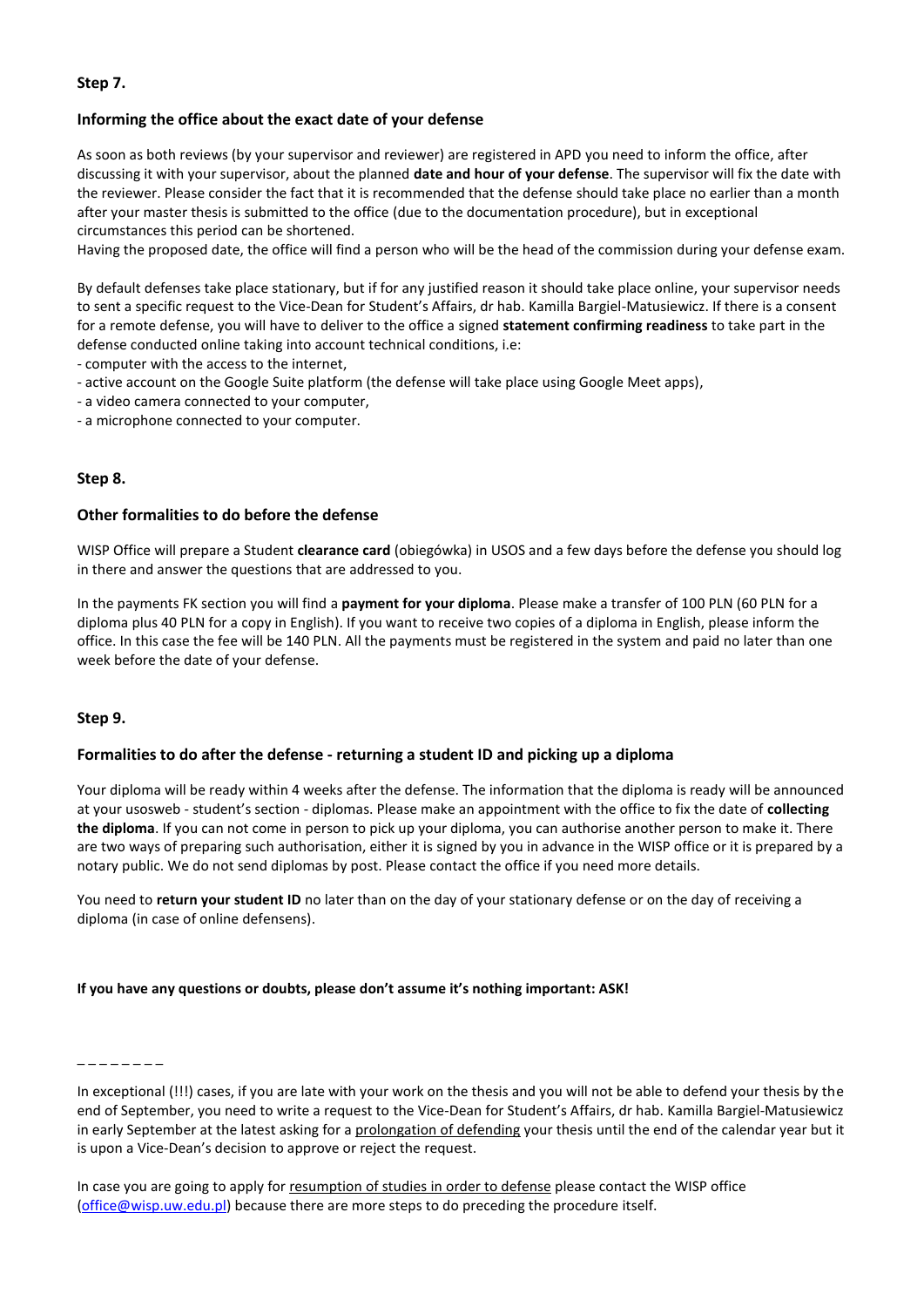**Step 7.**

**Informing the office about the exact date of your defense**

As soon as both reviews (by your supervisor and reviewer) are registered in APD you need to inform the office, after discussing it with your supervisor, about the planned **date and hour of your defense**. The supervisor will fix the date with the reviewer. Please consider the fact that it is recommended that the defense should take place no earlier than a month after your master thesis is submitted to the office (due to the documentation procedure), but in exceptional circumstances this period can be shortened.
Having the proposed date, the office will find a person who will be the head of the commission during your defense exam.

By default defenses take place stationary, but if for any justified reason it should take place online, your supervisor needs to sent a specific request to the Vice-Dean for Student's Affairs, dr hab. Kamilla Bargiel-Matusiewicz. If there is a consent for a remote defense, you will have to deliver to the office a signed **statement confirming readiness** to take part in the defense conducted online taking into account technical conditions, i.e:

- computer with the access to the internet,
- active account on the Google Suite platform (the defense will take place using Google Meet apps),
- a video camera connected to your computer,
- a microphone connected to your computer.

**Step 8.**

**Other formalities to do before the defense**

WISP Office will prepare a Student **clearance card** (obiegówka) in USOS and a few days before the defense you should log in there and answer the questions that are addressed to you.

In the payments FK section you will find a **payment for your diploma**. Please make a transfer of 100 PLN (60 PLN for a diploma plus 40 PLN for a copy in English). If you want to receive two copies of a diploma in English, please inform the office. In this case the fee will be 140 PLN. All the payments must be registered in the system and paid no later than one week before the date of your defense.

**Step 9.**

**Formalities to do after the defense - returning a student ID and picking up a diploma**

Your diploma will be ready within 4 weeks after the defense. The information that the diploma is ready will be announced at your usosweb - student's section - diplomas. Please make an appointment with the office to fix the date of **collecting the diploma**. If you can not come in person to pick up your diploma, you can authorise another person to make it. There are two ways of preparing such authorisation, either it is signed by you in advance in the WISP office or it is prepared by a notary public. We do not send diplomas by post. Please contact the office if you need more details.

You need to **return your student ID** no later than on the day of your stationary defense or on the day of receiving a diploma (in case of online defensens).

**If you have any questions or doubts, please don't assume it's nothing important: ASK!**

_ _ _ _ _ _ _ _

In exceptional (!!!) cases, if you are late with your work on the thesis and you will not be able to defend your thesis by the end of September, you need to write a request to the Vice-Dean for Student's Affairs, dr hab. Kamilla Bargiel-Matusiewicz in early September at the latest asking for a prolongation of defending your thesis until the end of the calendar year but it is upon a Vice-Dean's decision to approve or reject the request.

In case you are going to apply for resumption of studies in order to defense please contact the WISP office (office@wisp.uw.edu.pl) because there are more steps to do preceding the procedure itself.